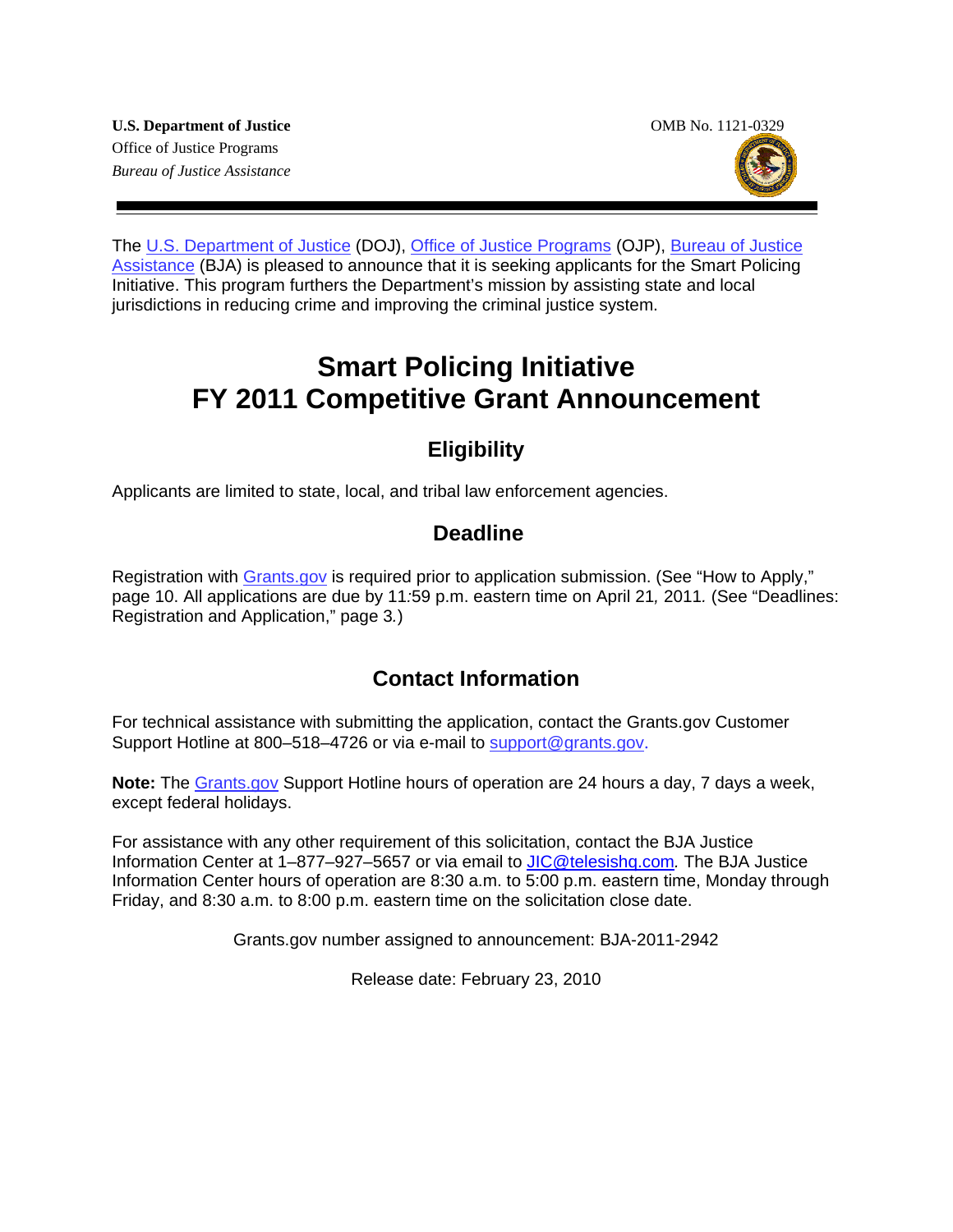**U.S. Department of Justice**
Office of Justice Programs
*Bureau of Justice Assistance*

OMB No. 1121-0329

The U.S. Department of Justice (DOJ), Office of Justice Programs (OJP), Bureau of Justice Assistance (BJA) is pleased to announce that it is seeking applicants for the Smart Policing Initiative. This program furthers the Department's mission by assisting state and local jurisdictions in reducing crime and improving the criminal justice system.

# Smart Policing Initiative FY 2011 Competitive Grant Announcement

## Eligibility

Applicants are limited to state, local, and tribal law enforcement agencies.

## Deadline

Registration with Grants.gov is required prior to application submission. (See "How to Apply," page 10. All applications are due by 11:59 p.m. eastern time on April 21, 2011. (See "Deadlines: Registration and Application," page 3.)

## Contact Information

For technical assistance with submitting the application, contact the Grants.gov Customer Support Hotline at 800–518–4726 or via e-mail to support@grants.gov.

**Note:** The Grants.gov Support Hotline hours of operation are 24 hours a day, 7 days a week, except federal holidays.

For assistance with any other requirement of this solicitation, contact the BJA Justice Information Center at 1–877–927–5657 or via email to JIC@telesishq.com. The BJA Justice Information Center hours of operation are 8:30 a.m. to 5:00 p.m. eastern time, Monday through Friday, and 8:30 a.m. to 8:00 p.m. eastern time on the solicitation close date.

Grants.gov number assigned to announcement: BJA-2011-2942

Release date: February 23, 2010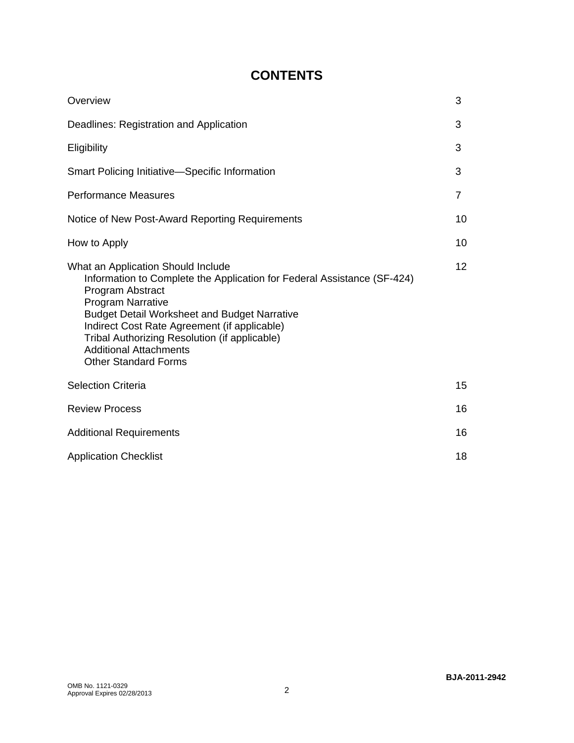# CONTENTS

| | |
|---|---|
| Overview | 3 |
| Deadlines: Registration and Application | 3 |
| Eligibility | 3 |
| Smart Policing Initiative—Specific Information | 3 |
| Performance Measures | 7 |
| Notice of New Post-Award Reporting Requirements | 10 |
| How to Apply | 10 |
| What an Application Should Include | 12 |
| Information to Complete the Application for Federal Assistance (SF-424) | |
| Program Abstract | |
| Program Narrative | |
| Budget Detail Worksheet and Budget Narrative | |
| Indirect Cost Rate Agreement (if applicable) | |
| Tribal Authorizing Resolution (if applicable) | |
| Additional Attachments | |
| Other Standard Forms | |
| Selection Criteria | 15 |
| Review Process | 16 |
| Additional Requirements | 16 |
| Application Checklist | 18 |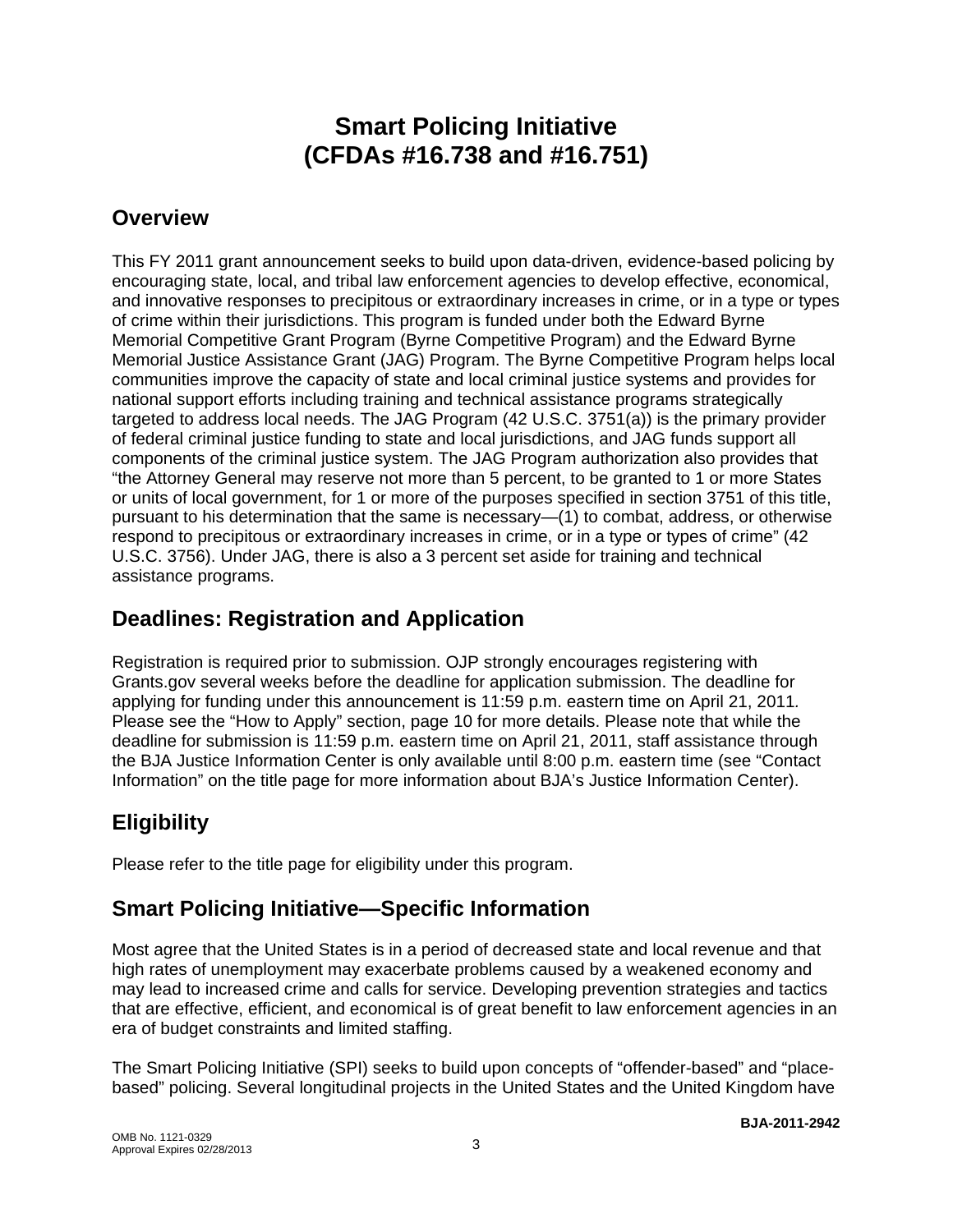# Smart Policing Initiative
# (CFDAs #16.738 and #16.751)

## Overview

This FY 2011 grant announcement seeks to build upon data-driven, evidence-based policing by encouraging state, local, and tribal law enforcement agencies to develop effective, economical, and innovative responses to precipitous or extraordinary increases in crime, or in a type or types of crime within their jurisdictions. This program is funded under both the Edward Byrne Memorial Competitive Grant Program (Byrne Competitive Program) and the Edward Byrne Memorial Justice Assistance Grant (JAG) Program. The Byrne Competitive Program helps local communities improve the capacity of state and local criminal justice systems and provides for national support efforts including training and technical assistance programs strategically targeted to address local needs. The JAG Program (42 U.S.C. 3751(a)) is the primary provider of federal criminal justice funding to state and local jurisdictions, and JAG funds support all components of the criminal justice system. The JAG Program authorization also provides that "the Attorney General may reserve not more than 5 percent, to be granted to 1 or more States or units of local government, for 1 or more of the purposes specified in section 3751 of this title, pursuant to his determination that the same is necessary—(1) to combat, address, or otherwise respond to precipitous or extraordinary increases in crime, or in a type or types of crime" (42 U.S.C. 3756). Under JAG, there is also a 3 percent set aside for training and technical assistance programs.

## Deadlines: Registration and Application

Registration is required prior to submission. OJP strongly encourages registering with Grants.gov several weeks before the deadline for application submission. The deadline for applying for funding under this announcement is 11:59 p.m. eastern time on April 21, 2011. Please see the "How to Apply" section, page 10 for more details. Please note that while the deadline for submission is 11:59 p.m. eastern time on April 21, 2011, staff assistance through the BJA Justice Information Center is only available until 8:00 p.m. eastern time (see "Contact Information" on the title page for more information about BJA's Justice Information Center).

## Eligibility

Please refer to the title page for eligibility under this program.

## Smart Policing Initiative—Specific Information

Most agree that the United States is in a period of decreased state and local revenue and that high rates of unemployment may exacerbate problems caused by a weakened economy and may lead to increased crime and calls for service. Developing prevention strategies and tactics that are effective, efficient, and economical is of great benefit to law enforcement agencies in an era of budget constraints and limited staffing.

The Smart Policing Initiative (SPI) seeks to build upon concepts of "offender-based" and "place-based" policing. Several longitudinal projects in the United States and the United Kingdom have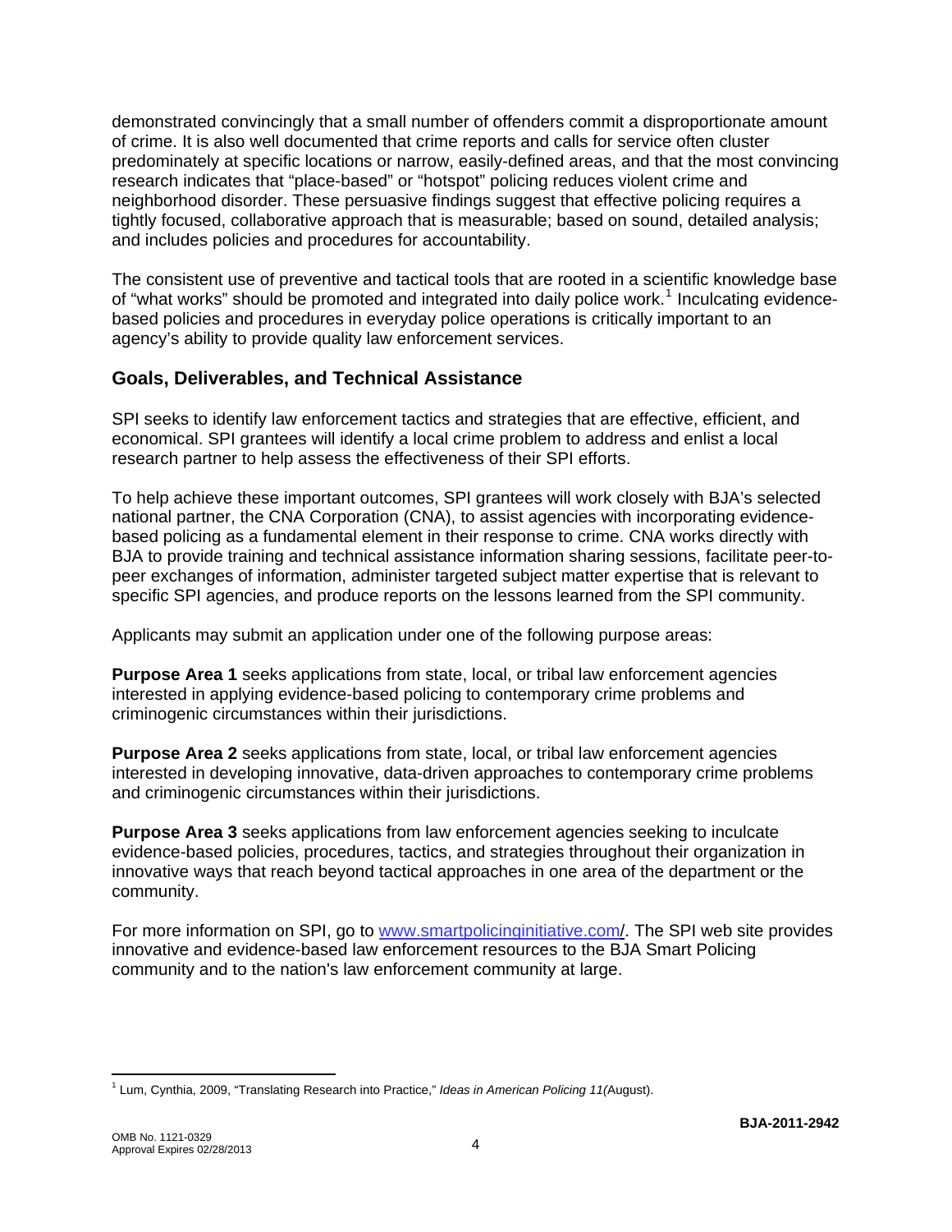demonstrated convincingly that a small number of offenders commit a disproportionate amount of crime. It is also well documented that crime reports and calls for service often cluster predominately at specific locations or narrow, easily-defined areas, and that the most convincing research indicates that "place-based" or "hotspot" policing reduces violent crime and neighborhood disorder. These persuasive findings suggest that effective policing requires a tightly focused, collaborative approach that is measurable; based on sound, detailed analysis; and includes policies and procedures for accountability.

The consistent use of preventive and tactical tools that are rooted in a scientific knowledge base of "what works" should be promoted and integrated into daily police work.[1] Inculcating evidence-based policies and procedures in everyday police operations is critically important to an agency's ability to provide quality law enforcement services.

## Goals, Deliverables, and Technical Assistance

SPI seeks to identify law enforcement tactics and strategies that are effective, efficient, and economical. SPI grantees will identify a local crime problem to address and enlist a local research partner to help assess the effectiveness of their SPI efforts.

To help achieve these important outcomes, SPI grantees will work closely with BJA's selected national partner, the CNA Corporation (CNA), to assist agencies with incorporating evidence-based policing as a fundamental element in their response to crime. CNA works directly with BJA to provide training and technical assistance information sharing sessions, facilitate peer-to-peer exchanges of information, administer targeted subject matter expertise that is relevant to specific SPI agencies, and produce reports on the lessons learned from the SPI community.

Applicants may submit an application under one of the following purpose areas:

**Purpose Area 1** seeks applications from state, local, or tribal law enforcement agencies interested in applying evidence-based policing to contemporary crime problems and criminogenic circumstances within their jurisdictions.

**Purpose Area 2** seeks applications from state, local, or tribal law enforcement agencies interested in developing innovative, data-driven approaches to contemporary crime problems and criminogenic circumstances within their jurisdictions.

**Purpose Area 3** seeks applications from law enforcement agencies seeking to inculcate evidence-based policies, procedures, tactics, and strategies throughout their organization in innovative ways that reach beyond tactical approaches in one area of the department or the community.

For more information on SPI, go to www.smartpolicinginitiative.com/. The SPI web site provides innovative and evidence-based law enforcement resources to the BJA Smart Policing community and to the nation's law enforcement community at large.

---

[1] Lum, Cynthia, 2009, "Translating Research into Practice," *Ideas in American Policing 11(*August).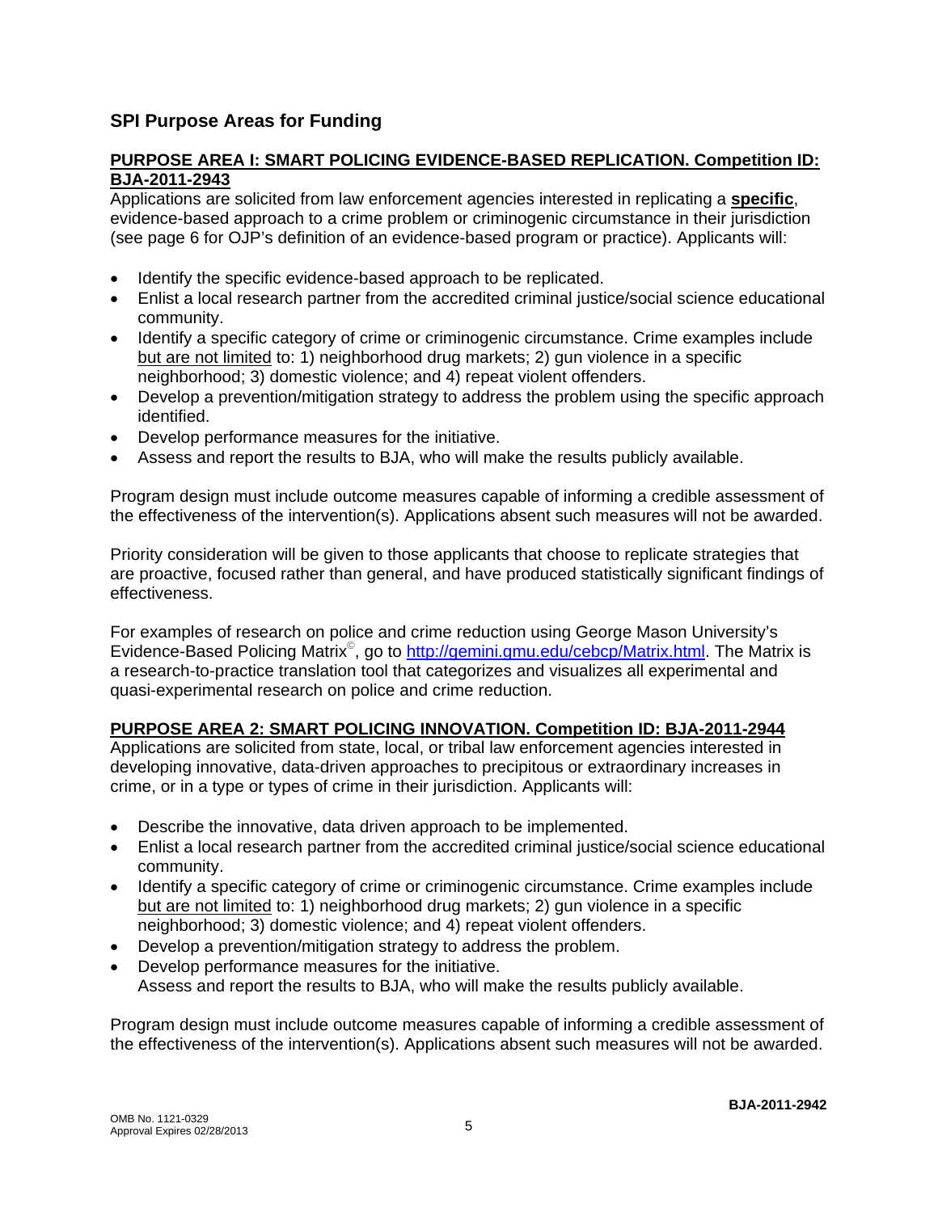## SPI Purpose Areas for Funding

### PURPOSE AREA I: SMART POLICING EVIDENCE-BASED REPLICATION. Competition ID: BJA-2011-2943

Applications are solicited from law enforcement agencies interested in replicating a **specific**, evidence-based approach to a crime problem or criminogenic circumstance in their jurisdiction (see page 6 for OJP's definition of an evidence-based program or practice). Applicants will:

- Identify the specific evidence-based approach to be replicated.
- Enlist a local research partner from the accredited criminal justice/social science educational community.
- Identify a specific category of crime or criminogenic circumstance. Crime examples include but are not limited to: 1) neighborhood drug markets; 2) gun violence in a specific neighborhood; 3) domestic violence; and 4) repeat violent offenders.
- Develop a prevention/mitigation strategy to address the problem using the specific approach identified.
- Develop performance measures for the initiative.
- Assess and report the results to BJA, who will make the results publicly available.

Program design must include outcome measures capable of informing a credible assessment of the effectiveness of the intervention(s). Applications absent such measures will not be awarded.

Priority consideration will be given to those applicants that choose to replicate strategies that are proactive, focused rather than general, and have produced statistically significant findings of effectiveness.

For examples of research on police and crime reduction using George Mason University's Evidence-Based Policing Matrix©, go to http://gemini.gmu.edu/cebcp/Matrix.html. The Matrix is a research-to-practice translation tool that categorizes and visualizes all experimental and quasi-experimental research on police and crime reduction.

### PURPOSE AREA 2: SMART POLICING INNOVATION. Competition ID: BJA-2011-2944

Applications are solicited from state, local, or tribal law enforcement agencies interested in developing innovative, data-driven approaches to precipitous or extraordinary increases in crime, or in a type or types of crime in their jurisdiction. Applicants will:

- Describe the innovative, data driven approach to be implemented.
- Enlist a local research partner from the accredited criminal justice/social science educational community.
- Identify a specific category of crime or criminogenic circumstance. Crime examples include but are not limited to: 1) neighborhood drug markets; 2) gun violence in a specific neighborhood; 3) domestic violence; and 4) repeat violent offenders.
- Develop a prevention/mitigation strategy to address the problem.
- Develop performance measures for the initiative.
  Assess and report the results to BJA, who will make the results publicly available.

Program design must include outcome measures capable of informing a credible assessment of the effectiveness of the intervention(s). Applications absent such measures will not be awarded.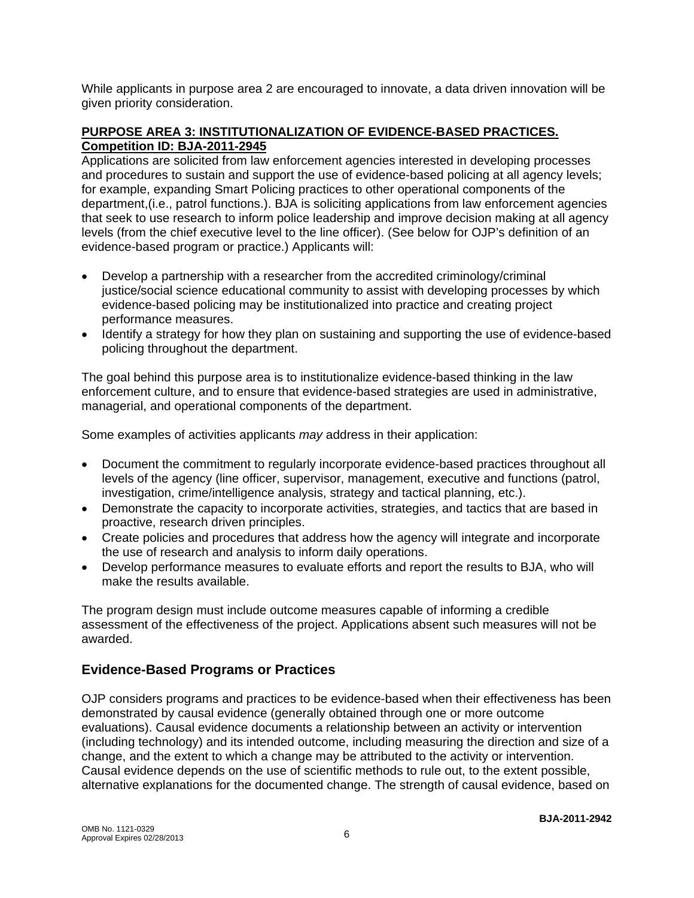While applicants in purpose area 2 are encouraged to innovate, a data driven innovation will be given priority consideration.

**PURPOSE AREA 3: INSTITUTIONALIZATION OF EVIDENCE-BASED PRACTICES. Competition ID: BJA-2011-2945**

Applications are solicited from law enforcement agencies interested in developing processes and procedures to sustain and support the use of evidence-based policing at all agency levels; for example, expanding Smart Policing practices to other operational components of the department,(i.e., patrol functions.). BJA is soliciting applications from law enforcement agencies that seek to use research to inform police leadership and improve decision making at all agency levels (from the chief executive level to the line officer). (See below for OJP's definition of an evidence-based program or practice.) Applicants will:

- Develop a partnership with a researcher from the accredited criminology/criminal justice/social science educational community to assist with developing processes by which evidence-based policing may be institutionalized into practice and creating project performance measures.
- Identify a strategy for how they plan on sustaining and supporting the use of evidence-based policing throughout the department.

The goal behind this purpose area is to institutionalize evidence-based thinking in the law enforcement culture, and to ensure that evidence-based strategies are used in administrative, managerial, and operational components of the department.

Some examples of activities applicants *may* address in their application:

- Document the commitment to regularly incorporate evidence-based practices throughout all levels of the agency (line officer, supervisor, management, executive and functions (patrol, investigation, crime/intelligence analysis, strategy and tactical planning, etc.).
- Demonstrate the capacity to incorporate activities, strategies, and tactics that are based in proactive, research driven principles.
- Create policies and procedures that address how the agency will integrate and incorporate the use of research and analysis to inform daily operations.
- Develop performance measures to evaluate efforts and report the results to BJA, who will make the results available.

The program design must include outcome measures capable of informing a credible assessment of the effectiveness of the project. Applications absent such measures will not be awarded.

## Evidence-Based Programs or Practices

OJP considers programs and practices to be evidence-based when their effectiveness has been demonstrated by causal evidence (generally obtained through one or more outcome evaluations). Causal evidence documents a relationship between an activity or intervention (including technology) and its intended outcome, including measuring the direction and size of a change, and the extent to which a change may be attributed to the activity or intervention. Causal evidence depends on the use of scientific methods to rule out, to the extent possible, alternative explanations for the documented change. The strength of causal evidence, based on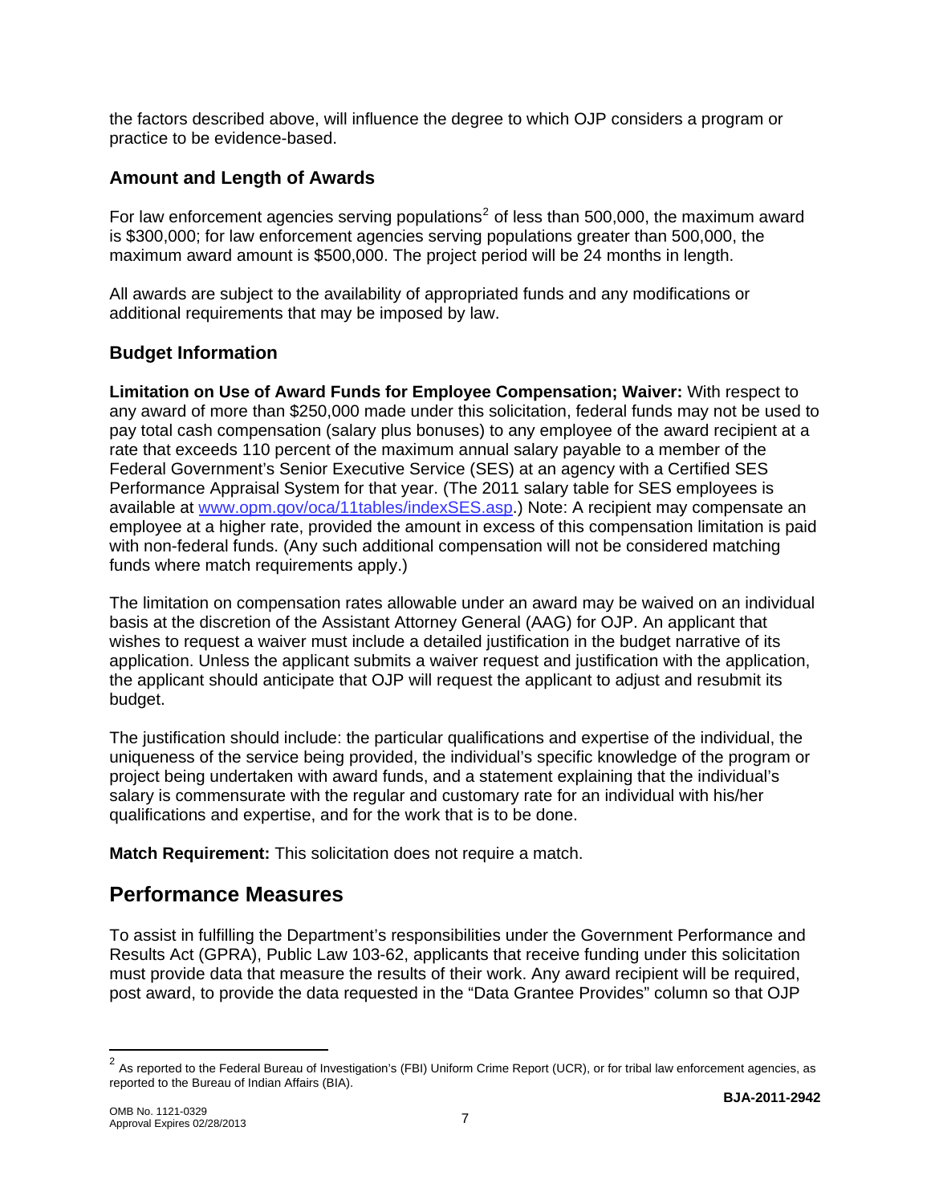the factors described above, will influence the degree to which OJP considers a program or practice to be evidence-based.

### Amount and Length of Awards

For law enforcement agencies serving populations[2] of less than 500,000, the maximum award is $300,000; for law enforcement agencies serving populations greater than 500,000, the maximum award amount is $500,000. The project period will be 24 months in length.

All awards are subject to the availability of appropriated funds and any modifications or additional requirements that may be imposed by law.

### Budget Information

**Limitation on Use of Award Funds for Employee Compensation; Waiver:** With respect to any award of more than $250,000 made under this solicitation, federal funds may not be used to pay total cash compensation (salary plus bonuses) to any employee of the award recipient at a rate that exceeds 110 percent of the maximum annual salary payable to a member of the Federal Government's Senior Executive Service (SES) at an agency with a Certified SES Performance Appraisal System for that year. (The 2011 salary table for SES employees is available at www.opm.gov/oca/11tables/indexSES.asp.) Note: A recipient may compensate an employee at a higher rate, provided the amount in excess of this compensation limitation is paid with non-federal funds. (Any such additional compensation will not be considered matching funds where match requirements apply.)

The limitation on compensation rates allowable under an award may be waived on an individual basis at the discretion of the Assistant Attorney General (AAG) for OJP. An applicant that wishes to request a waiver must include a detailed justification in the budget narrative of its application. Unless the applicant submits a waiver request and justification with the application, the applicant should anticipate that OJP will request the applicant to adjust and resubmit its budget.

The justification should include: the particular qualifications and expertise of the individual, the uniqueness of the service being provided, the individual's specific knowledge of the program or project being undertaken with award funds, and a statement explaining that the individual's salary is commensurate with the regular and customary rate for an individual with his/her qualifications and expertise, and for the work that is to be done.

**Match Requirement:** This solicitation does not require a match.

## Performance Measures

To assist in fulfilling the Department's responsibilities under the Government Performance and Results Act (GPRA), Public Law 103-62, applicants that receive funding under this solicitation must provide data that measure the results of their work. Any award recipient will be required, post award, to provide the data requested in the "Data Grantee Provides" column so that OJP

[2] As reported to the Federal Bureau of Investigation's (FBI) Uniform Crime Report (UCR), or for tribal law enforcement agencies, as reported to the Bureau of Indian Affairs (BIA).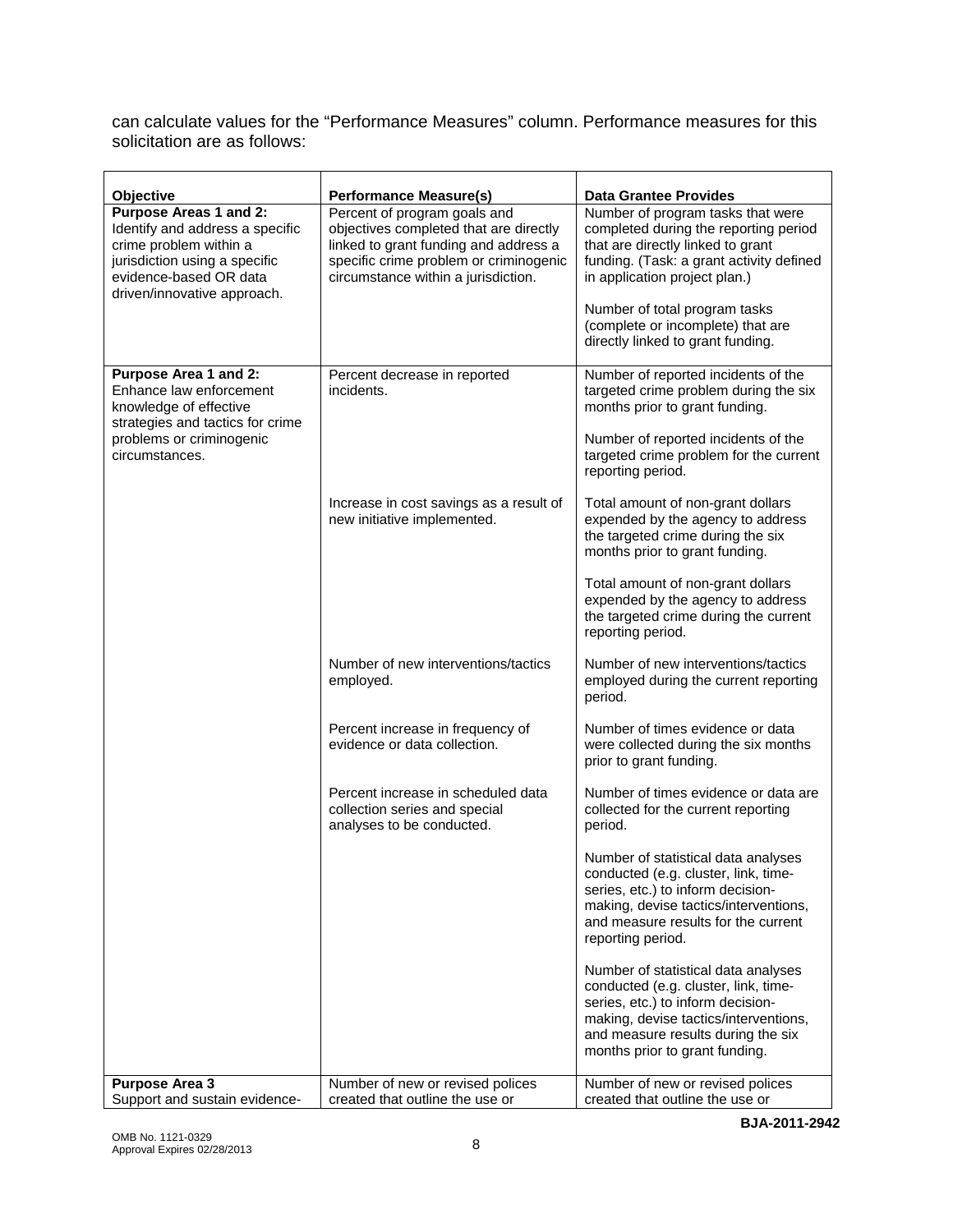can calculate values for the "Performance Measures" column. Performance measures for this solicitation are as follows:

| Objective | Performance Measure(s) | Data Grantee Provides |
|---|---|---|
| **Purpose Areas 1 and 2:** Identify and address a specific crime problem within a jurisdiction using a specific evidence-based OR data driven/innovative approach. | Percent of program goals and objectives completed that are directly linked to grant funding and address a specific crime problem or criminogenic circumstance within a jurisdiction. | Number of program tasks that were completed during the reporting period that are directly linked to grant funding. (Task: a grant activity defined in application project plan.)<br><br>Number of total program tasks (complete or incomplete) that are directly linked to grant funding. |
| **Purpose Area 1 and 2:** Enhance law enforcement knowledge of effective strategies and tactics for crime problems or criminogenic circumstances. | Percent decrease in reported incidents. | Number of reported incidents of the targeted crime problem during the six months prior to grant funding.<br><br>Number of reported incidents of the targeted crime problem for the current reporting period. |
| | Increase in cost savings as a result of new initiative implemented. | Total amount of non-grant dollars expended by the agency to address the targeted crime during the six months prior to grant funding.<br><br>Total amount of non-grant dollars expended by the agency to address the targeted crime during the current reporting period. |
| | Number of new interventions/tactics employed. | Number of new interventions/tactics employed during the current reporting period. |
| | Percent increase in frequency of evidence or data collection. | Number of times evidence or data were collected during the six months prior to grant funding. |
| | Percent increase in scheduled data collection series and special analyses to be conducted. | Number of times evidence or data are collected for the current reporting period.<br><br>Number of statistical data analyses conducted (e.g. cluster, link, time-series, etc.) to inform decision-making, devise tactics/interventions, and measure results for the current reporting period.<br><br>Number of statistical data analyses conducted (e.g. cluster, link, time-series, etc.) to inform decision-making, devise tactics/interventions, and measure results during the six months prior to grant funding. |
| **Purpose Area 3** Support and sustain evidence- | Number of new or revised polices created that outline the use or | Number of new or revised polices created that outline the use or |

BJA-2011-2942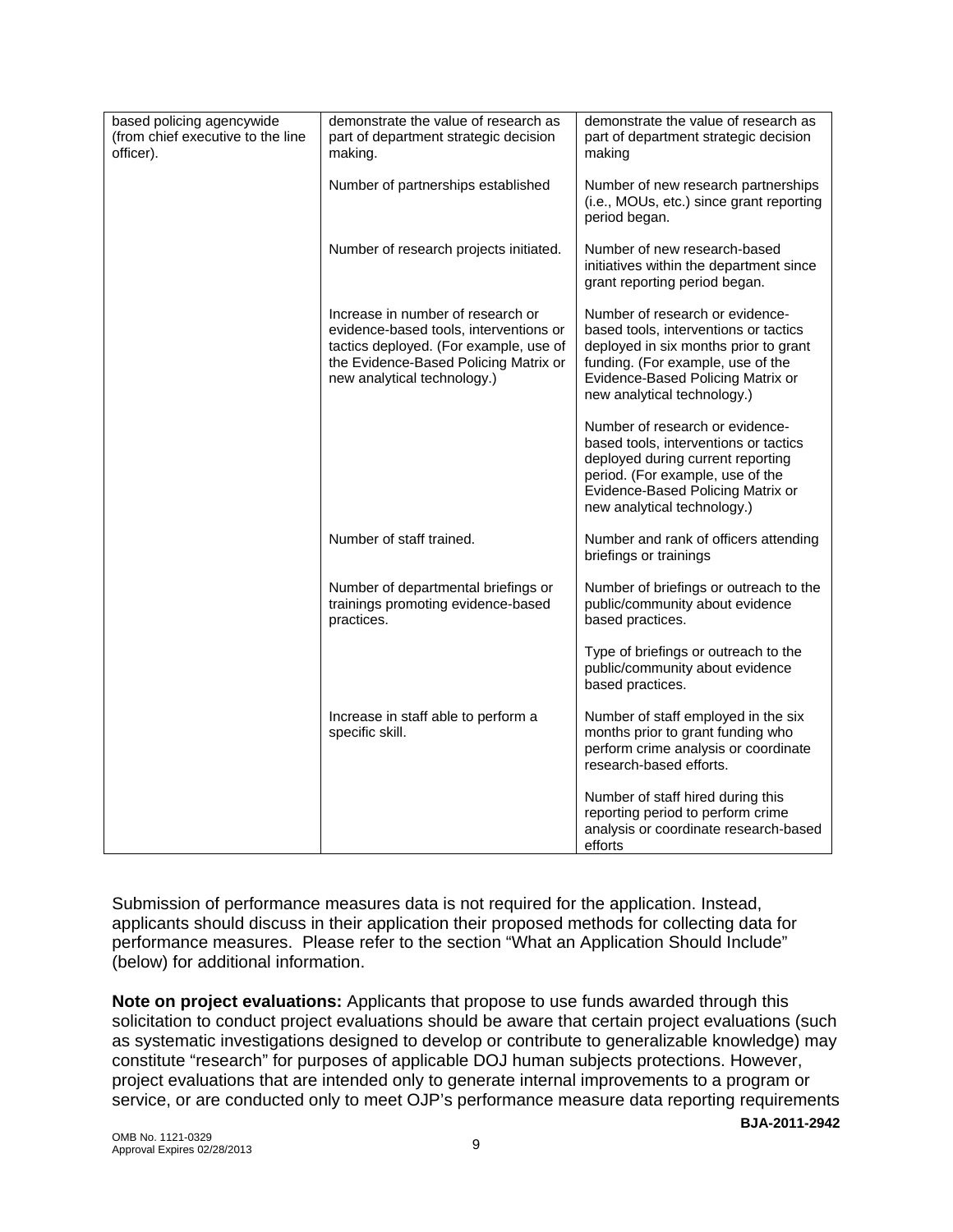| | | |
|---|---|---|
| based policing agencywide (from chief executive to the line officer). | demonstrate the value of research as part of department strategic decision making. | demonstrate the value of research as part of department strategic decision making |
| | Number of partnerships established | Number of new research partnerships (i.e., MOUs, etc.) since grant reporting period began. |
| | Number of research projects initiated. | Number of new research-based initiatives within the department since grant reporting period began. |
| | Increase in number of research or evidence-based tools, interventions or tactics deployed. (For example, use of the Evidence-Based Policing Matrix or new analytical technology.) | Number of research or evidence-based tools, interventions or tactics deployed in six months prior to grant funding. (For example, use of the Evidence-Based Policing Matrix or new analytical technology.) |
| | | Number of research or evidence-based tools, interventions or tactics deployed during current reporting period. (For example, use of the Evidence-Based Policing Matrix or new analytical technology.) |
| | Number of staff trained. | Number and rank of officers attending briefings or trainings |
| | Number of departmental briefings or trainings promoting evidence-based practices. | Number of briefings or outreach to the public/community about evidence based practices. |
| | | Type of briefings or outreach to the public/community about evidence based practices. |
| | Increase in staff able to perform a specific skill. | Number of staff employed in the six months prior to grant funding who perform crime analysis or coordinate research-based efforts. |
| | | Number of staff hired during this reporting period to perform crime analysis or coordinate research-based efforts |

Submission of performance measures data is not required for the application. Instead, applicants should discuss in their application their proposed methods for collecting data for performance measures. Please refer to the section "What an Application Should Include" (below) for additional information.

**Note on project evaluations:** Applicants that propose to use funds awarded through this solicitation to conduct project evaluations should be aware that certain project evaluations (such as systematic investigations designed to develop or contribute to generalizable knowledge) may constitute "research" for purposes of applicable DOJ human subjects protections. However, project evaluations that are intended only to generate internal improvements to a program or service, or are conducted only to meet OJP's performance measure data reporting requirements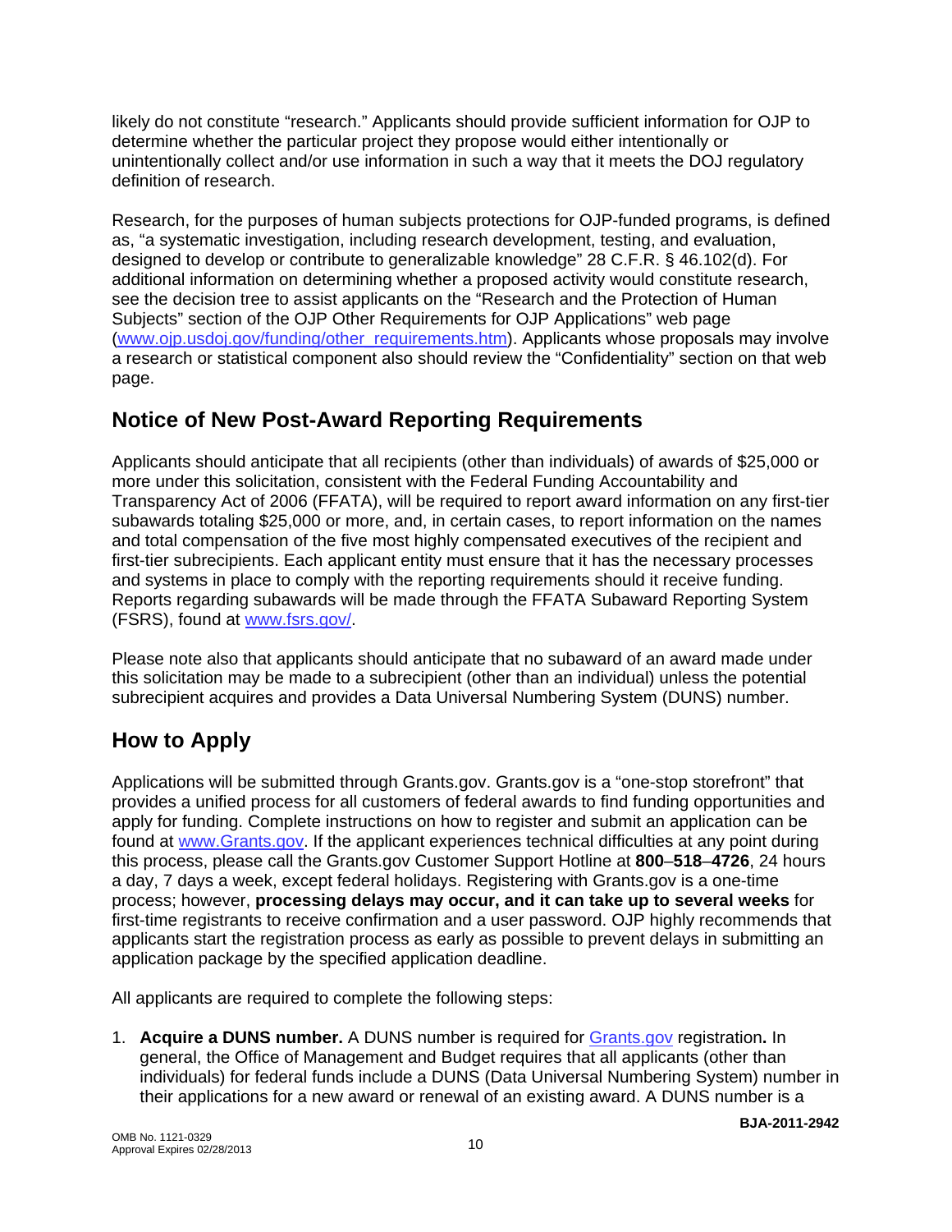likely do not constitute "research." Applicants should provide sufficient information for OJP to determine whether the particular project they propose would either intentionally or unintentionally collect and/or use information in such a way that it meets the DOJ regulatory definition of research.

Research, for the purposes of human subjects protections for OJP-funded programs, is defined as, "a systematic investigation, including research development, testing, and evaluation, designed to develop or contribute to generalizable knowledge" 28 C.F.R. § 46.102(d). For additional information on determining whether a proposed activity would constitute research, see the decision tree to assist applicants on the "Research and the Protection of Human Subjects" section of the OJP Other Requirements for OJP Applications" web page (www.ojp.usdoj.gov/funding/other_requirements.htm). Applicants whose proposals may involve a research or statistical component also should review the "Confidentiality" section on that web page.

## Notice of New Post-Award Reporting Requirements

Applicants should anticipate that all recipients (other than individuals) of awards of $25,000 or more under this solicitation, consistent with the Federal Funding Accountability and Transparency Act of 2006 (FFATA), will be required to report award information on any first-tier subawards totaling $25,000 or more, and, in certain cases, to report information on the names and total compensation of the five most highly compensated executives of the recipient and first-tier subrecipients. Each applicant entity must ensure that it has the necessary processes and systems in place to comply with the reporting requirements should it receive funding. Reports regarding subawards will be made through the FFATA Subaward Reporting System (FSRS), found at www.fsrs.gov/.

Please note also that applicants should anticipate that no subaward of an award made under this solicitation may be made to a subrecipient (other than an individual) unless the potential subrecipient acquires and provides a Data Universal Numbering System (DUNS) number.

## How to Apply

Applications will be submitted through Grants.gov. Grants.gov is a "one-stop storefront" that provides a unified process for all customers of federal awards to find funding opportunities and apply for funding. Complete instructions on how to register and submit an application can be found at www.Grants.gov. If the applicant experiences technical difficulties at any point during this process, please call the Grants.gov Customer Support Hotline at **800**–**518**–**4726**, 24 hours a day, 7 days a week, except federal holidays. Registering with Grants.gov is a one-time process; however, **processing delays may occur, and it can take up to several weeks** for first-time registrants to receive confirmation and a user password. OJP highly recommends that applicants start the registration process as early as possible to prevent delays in submitting an application package by the specified application deadline.

All applicants are required to complete the following steps:

1. **Acquire a DUNS number.** A DUNS number is required for Grants.gov registration**.** In general, the Office of Management and Budget requires that all applicants (other than individuals) for federal funds include a DUNS (Data Universal Numbering System) number in their applications for a new award or renewal of an existing award. A DUNS number is a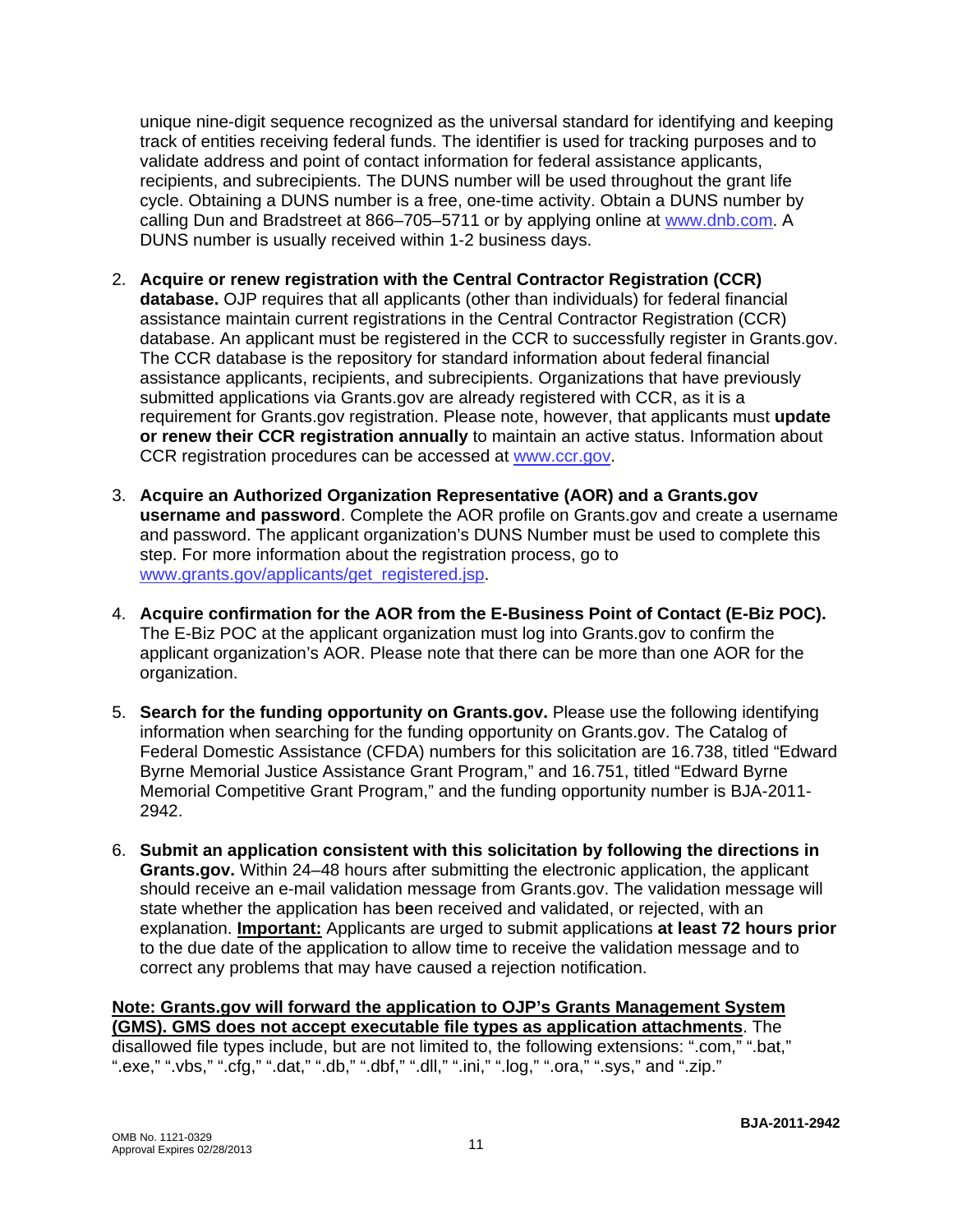unique nine-digit sequence recognized as the universal standard for identifying and keeping track of entities receiving federal funds. The identifier is used for tracking purposes and to validate address and point of contact information for federal assistance applicants, recipients, and subrecipients. The DUNS number will be used throughout the grant life cycle. Obtaining a DUNS number is a free, one-time activity. Obtain a DUNS number by calling Dun and Bradstreet at 866–705–5711 or by applying online at www.dnb.com. A DUNS number is usually received within 1-2 business days.

2. **Acquire or renew registration with the Central Contractor Registration (CCR) database.** OJP requires that all applicants (other than individuals) for federal financial assistance maintain current registrations in the Central Contractor Registration (CCR) database. An applicant must be registered in the CCR to successfully register in Grants.gov. The CCR database is the repository for standard information about federal financial assistance applicants, recipients, and subrecipients. Organizations that have previously submitted applications via Grants.gov are already registered with CCR, as it is a requirement for Grants.gov registration. Please note, however, that applicants must **update or renew their CCR registration annually** to maintain an active status. Information about CCR registration procedures can be accessed at www.ccr.gov.

3. **Acquire an Authorized Organization Representative (AOR) and a Grants.gov username and password**. Complete the AOR profile on Grants.gov and create a username and password. The applicant organization's DUNS Number must be used to complete this step. For more information about the registration process, go to www.grants.gov/applicants/get_registered.jsp.

4. **Acquire confirmation for the AOR from the E-Business Point of Contact (E-Biz POC).** The E-Biz POC at the applicant organization must log into Grants.gov to confirm the applicant organization's AOR. Please note that there can be more than one AOR for the organization.

5. **Search for the funding opportunity on Grants.gov.** Please use the following identifying information when searching for the funding opportunity on Grants.gov. The Catalog of Federal Domestic Assistance (CFDA) numbers for this solicitation are 16.738, titled "Edward Byrne Memorial Justice Assistance Grant Program," and 16.751, titled "Edward Byrne Memorial Competitive Grant Program," and the funding opportunity number is BJA-2011-2942.

6. **Submit an application consistent with this solicitation by following the directions in Grants.gov.** Within 24–48 hours after submitting the electronic application, the applicant should receive an e-mail validation message from Grants.gov. The validation message will state whether the application has been received and validated, or rejected, with an explanation. **Important:** Applicants are urged to submit applications **at least 72 hours prior** to the due date of the application to allow time to receive the validation message and to correct any problems that may have caused a rejection notification.

**Note: Grants.gov will forward the application to OJP's Grants Management System (GMS). GMS does not accept executable file types as application attachments**. The disallowed file types include, but are not limited to, the following extensions: ".com," ".bat," ".exe," ".vbs," ".cfg," ".dat," ".db," ".dbf," ".dll," ".ini," ".log," ".ora," ".sys," and ".zip."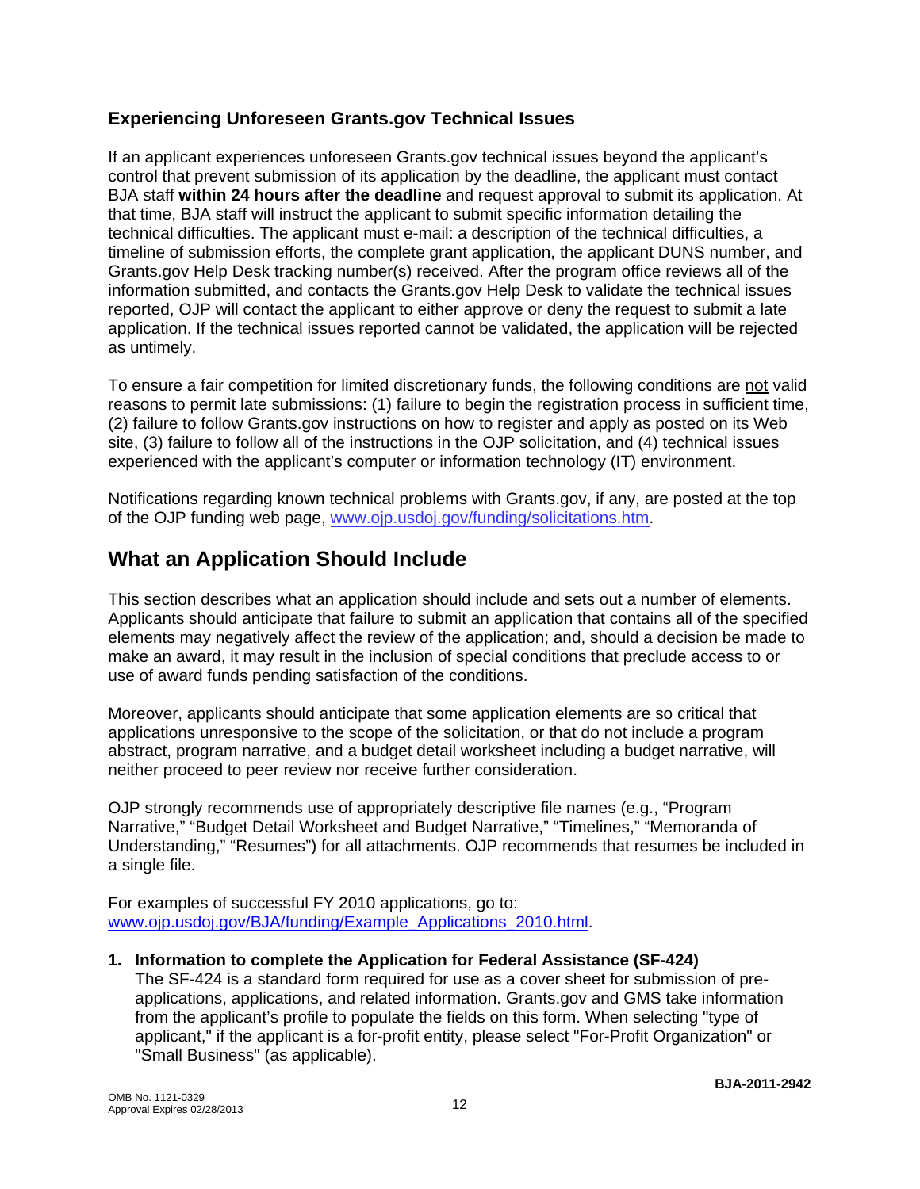### Experiencing Unforeseen Grants.gov Technical Issues

If an applicant experiences unforeseen Grants.gov technical issues beyond the applicant's control that prevent submission of its application by the deadline, the applicant must contact BJA staff **within 24 hours after the deadline** and request approval to submit its application. At that time, BJA staff will instruct the applicant to submit specific information detailing the technical difficulties. The applicant must e-mail: a description of the technical difficulties, a timeline of submission efforts, the complete grant application, the applicant DUNS number, and Grants.gov Help Desk tracking number(s) received. After the program office reviews all of the information submitted, and contacts the Grants.gov Help Desk to validate the technical issues reported, OJP will contact the applicant to either approve or deny the request to submit a late application. If the technical issues reported cannot be validated, the application will be rejected as untimely.

To ensure a fair competition for limited discretionary funds, the following conditions are not valid reasons to permit late submissions: (1) failure to begin the registration process in sufficient time, (2) failure to follow Grants.gov instructions on how to register and apply as posted on its Web site, (3) failure to follow all of the instructions in the OJP solicitation, and (4) technical issues experienced with the applicant's computer or information technology (IT) environment.

Notifications regarding known technical problems with Grants.gov, if any, are posted at the top of the OJP funding web page, www.ojp.usdoj.gov/funding/solicitations.htm.

## What an Application Should Include

This section describes what an application should include and sets out a number of elements. Applicants should anticipate that failure to submit an application that contains all of the specified elements may negatively affect the review of the application; and, should a decision be made to make an award, it may result in the inclusion of special conditions that preclude access to or use of award funds pending satisfaction of the conditions.

Moreover, applicants should anticipate that some application elements are so critical that applications unresponsive to the scope of the solicitation, or that do not include a program abstract, program narrative, and a budget detail worksheet including a budget narrative, will neither proceed to peer review nor receive further consideration.

OJP strongly recommends use of appropriately descriptive file names (e.g., "Program Narrative," "Budget Detail Worksheet and Budget Narrative," "Timelines," "Memoranda of Understanding," "Resumes") for all attachments. OJP recommends that resumes be included in a single file.

For examples of successful FY 2010 applications, go to: www.ojp.usdoj.gov/BJA/funding/Example_Applications_2010.html.

1. **Information to complete the Application for Federal Assistance (SF-424)**
   The SF-424 is a standard form required for use as a cover sheet for submission of pre-applications, applications, and related information. Grants.gov and GMS take information from the applicant's profile to populate the fields on this form. When selecting "type of applicant," if the applicant is a for-profit entity, please select "For-Profit Organization" or "Small Business" (as applicable).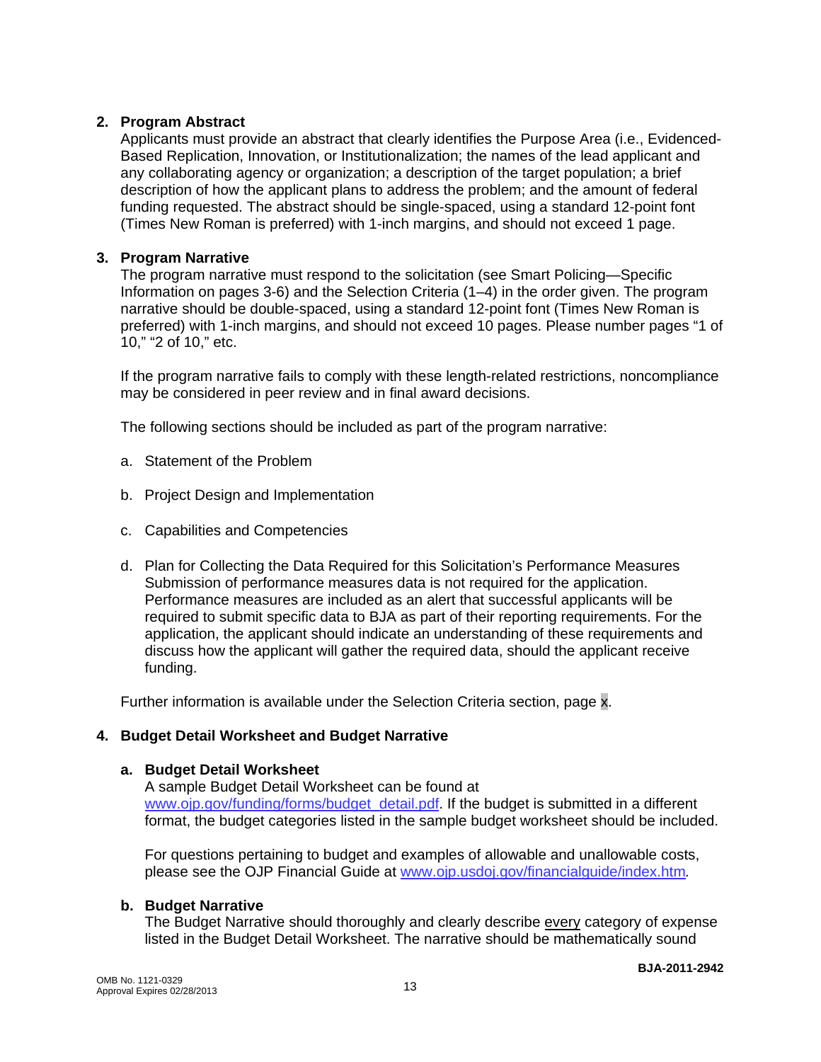2. **Program Abstract**
   Applicants must provide an abstract that clearly identifies the Purpose Area (i.e., Evidenced-Based Replication, Innovation, or Institutionalization; the names of the lead applicant and any collaborating agency or organization; a description of the target population; a brief description of how the applicant plans to address the problem; and the amount of federal funding requested. The abstract should be single-spaced, using a standard 12-point font (Times New Roman is preferred) with 1-inch margins, and should not exceed 1 page.

3. **Program Narrative**
   The program narrative must respond to the solicitation (see Smart Policing—Specific Information on pages 3-6) and the Selection Criteria (1–4) in the order given. The program narrative should be double-spaced, using a standard 12-point font (Times New Roman is preferred) with 1-inch margins, and should not exceed 10 pages. Please number pages "1 of 10," "2 of 10," etc.

   If the program narrative fails to comply with these length-related restrictions, noncompliance may be considered in peer review and in final award decisions.

   The following sections should be included as part of the program narrative:

   a. Statement of the Problem

   b. Project Design and Implementation

   c. Capabilities and Competencies

   d. Plan for Collecting the Data Required for this Solicitation's Performance Measures
      Submission of performance measures data is not required for the application. Performance measures are included as an alert that successful applicants will be required to submit specific data to BJA as part of their reporting requirements. For the application, the applicant should indicate an understanding of these requirements and discuss how the applicant will gather the required data, should the applicant receive funding.

   Further information is available under the Selection Criteria section, page x.

4. **Budget Detail Worksheet and Budget Narrative**

   a. **Budget Detail Worksheet**
      A sample Budget Detail Worksheet can be found at www.ojp.gov/funding/forms/budget_detail.pdf. If the budget is submitted in a different format, the budget categories listed in the sample budget worksheet should be included.

      For questions pertaining to budget and examples of allowable and unallowable costs, please see the OJP Financial Guide at www.ojp.usdoj.gov/financialguide/index.htm.

   b. **Budget Narrative**
      The Budget Narrative should thoroughly and clearly describe every category of expense listed in the Budget Detail Worksheet. The narrative should be mathematically sound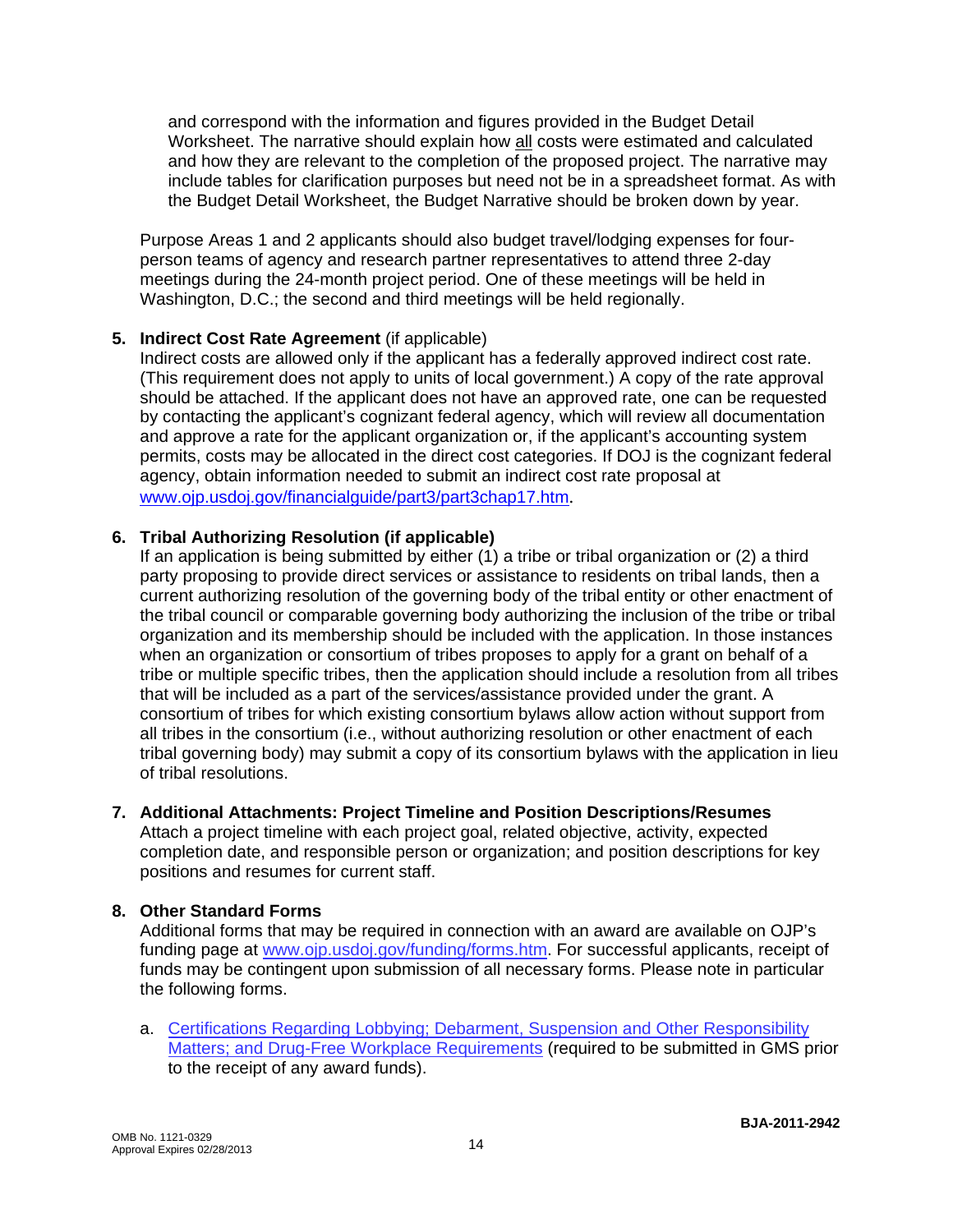and correspond with the information and figures provided in the Budget Detail Worksheet. The narrative should explain how all costs were estimated and calculated and how they are relevant to the completion of the proposed project. The narrative may include tables for clarification purposes but need not be in a spreadsheet format. As with the Budget Detail Worksheet, the Budget Narrative should be broken down by year.

Purpose Areas 1 and 2 applicants should also budget travel/lodging expenses for four-person teams of agency and research partner representatives to attend three 2-day meetings during the 24-month project period. One of these meetings will be held in Washington, D.C.; the second and third meetings will be held regionally.

5. **Indirect Cost Rate Agreement** (if applicable)
   Indirect costs are allowed only if the applicant has a federally approved indirect cost rate. (This requirement does not apply to units of local government.) A copy of the rate approval should be attached. If the applicant does not have an approved rate, one can be requested by contacting the applicant's cognizant federal agency, which will review all documentation and approve a rate for the applicant organization or, if the applicant's accounting system permits, costs may be allocated in the direct cost categories. If DOJ is the cognizant federal agency, obtain information needed to submit an indirect cost rate proposal at [www.ojp.usdoj.gov/financialguide/part3/part3chap17.htm](http://www.ojp.usdoj.gov/financialguide/part3/part3chap17.htm).

6. **Tribal Authorizing Resolution (if applicable)**
   If an application is being submitted by either (1) a tribe or tribal organization or (2) a third party proposing to provide direct services or assistance to residents on tribal lands, then a current authorizing resolution of the governing body of the tribal entity or other enactment of the tribal council or comparable governing body authorizing the inclusion of the tribe or tribal organization and its membership should be included with the application. In those instances when an organization or consortium of tribes proposes to apply for a grant on behalf of a tribe or multiple specific tribes, then the application should include a resolution from all tribes that will be included as a part of the services/assistance provided under the grant. A consortium of tribes for which existing consortium bylaws allow action without support from all tribes in the consortium (i.e., without authorizing resolution or other enactment of each tribal governing body) may submit a copy of its consortium bylaws with the application in lieu of tribal resolutions.

7. **Additional Attachments: Project Timeline and Position Descriptions/Resumes**
   Attach a project timeline with each project goal, related objective, activity, expected completion date, and responsible person or organization; and position descriptions for key positions and resumes for current staff.

8. **Other Standard Forms**
   Additional forms that may be required in connection with an award are available on OJP's funding page at [www.ojp.usdoj.gov/funding/forms.htm](http://www.ojp.usdoj.gov/funding/forms.htm). For successful applicants, receipt of funds may be contingent upon submission of all necessary forms. Please note in particular the following forms.

   a. Certifications Regarding Lobbying; Debarment, Suspension and Other Responsibility Matters; and Drug-Free Workplace Requirements (required to be submitted in GMS prior to the receipt of any award funds).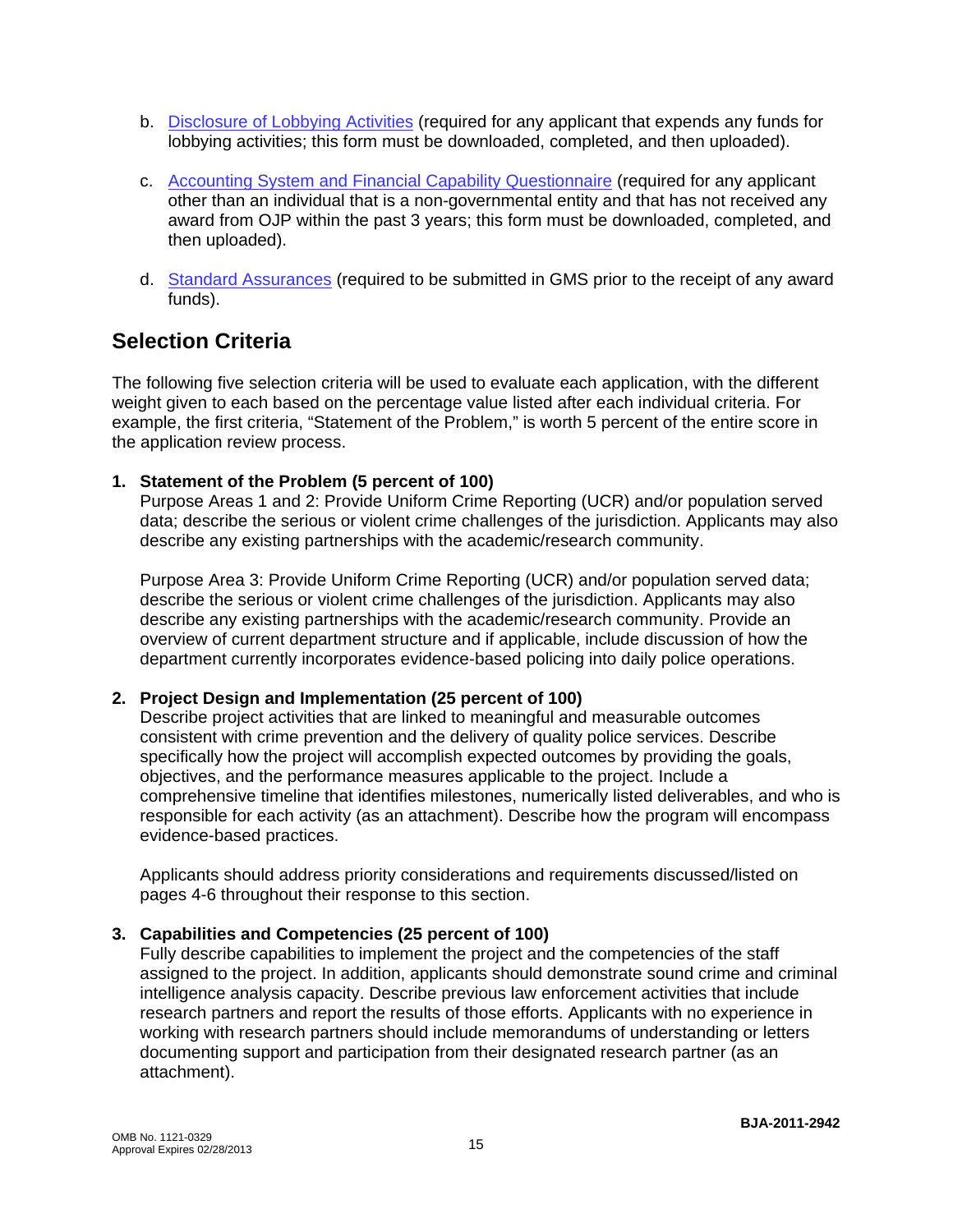b. Disclosure of Lobbying Activities (required for any applicant that expends any funds for lobbying activities; this form must be downloaded, completed, and then uploaded).

c. Accounting System and Financial Capability Questionnaire (required for any applicant other than an individual that is a non-governmental entity and that has not received any award from OJP within the past 3 years; this form must be downloaded, completed, and then uploaded).

d. Standard Assurances (required to be submitted in GMS prior to the receipt of any award funds).

## Selection Criteria

The following five selection criteria will be used to evaluate each application, with the different weight given to each based on the percentage value listed after each individual criteria. For example, the first criteria, "Statement of the Problem," is worth 5 percent of the entire score in the application review process.

**1. Statement of the Problem (5 percent of 100)**

Purpose Areas 1 and 2: Provide Uniform Crime Reporting (UCR) and/or population served data; describe the serious or violent crime challenges of the jurisdiction. Applicants may also describe any existing partnerships with the academic/research community.

Purpose Area 3: Provide Uniform Crime Reporting (UCR) and/or population served data; describe the serious or violent crime challenges of the jurisdiction. Applicants may also describe any existing partnerships with the academic/research community. Provide an overview of current department structure and if applicable, include discussion of how the department currently incorporates evidence-based policing into daily police operations.

**2. Project Design and Implementation (25 percent of 100)**

Describe project activities that are linked to meaningful and measurable outcomes consistent with crime prevention and the delivery of quality police services. Describe specifically how the project will accomplish expected outcomes by providing the goals, objectives, and the performance measures applicable to the project. Include a comprehensive timeline that identifies milestones, numerically listed deliverables, and who is responsible for each activity (as an attachment). Describe how the program will encompass evidence-based practices.

Applicants should address priority considerations and requirements discussed/listed on pages 4-6 throughout their response to this section.

**3. Capabilities and Competencies (25 percent of 100)**

Fully describe capabilities to implement the project and the competencies of the staff assigned to the project. In addition, applicants should demonstrate sound crime and criminal intelligence analysis capacity. Describe previous law enforcement activities that include research partners and report the results of those efforts. Applicants with no experience in working with research partners should include memorandums of understanding or letters documenting support and participation from their designated research partner (as an attachment).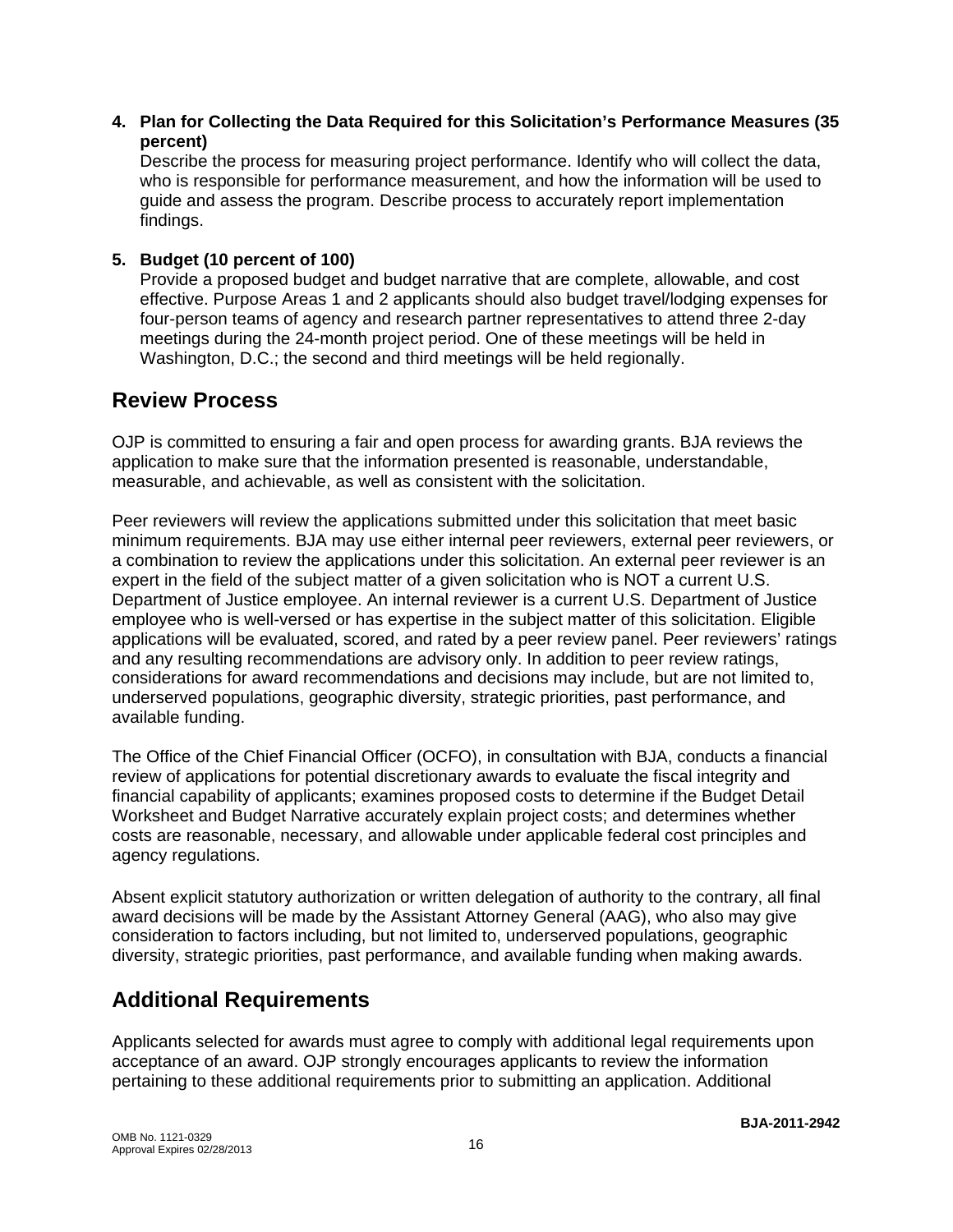**4. Plan for Collecting the Data Required for this Solicitation's Performance Measures (35 percent)**

Describe the process for measuring project performance. Identify who will collect the data, who is responsible for performance measurement, and how the information will be used to guide and assess the program. Describe process to accurately report implementation findings.

**5. Budget (10 percent of 100)**

Provide a proposed budget and budget narrative that are complete, allowable, and cost effective. Purpose Areas 1 and 2 applicants should also budget travel/lodging expenses for four-person teams of agency and research partner representatives to attend three 2-day meetings during the 24-month project period. One of these meetings will be held in Washington, D.C.; the second and third meetings will be held regionally.

## Review Process

OJP is committed to ensuring a fair and open process for awarding grants. BJA reviews the application to make sure that the information presented is reasonable, understandable, measurable, and achievable, as well as consistent with the solicitation.

Peer reviewers will review the applications submitted under this solicitation that meet basic minimum requirements. BJA may use either internal peer reviewers, external peer reviewers, or a combination to review the applications under this solicitation. An external peer reviewer is an expert in the field of the subject matter of a given solicitation who is NOT a current U.S. Department of Justice employee. An internal reviewer is a current U.S. Department of Justice employee who is well-versed or has expertise in the subject matter of this solicitation. Eligible applications will be evaluated, scored, and rated by a peer review panel. Peer reviewers' ratings and any resulting recommendations are advisory only. In addition to peer review ratings, considerations for award recommendations and decisions may include, but are not limited to, underserved populations, geographic diversity, strategic priorities, past performance, and available funding.

The Office of the Chief Financial Officer (OCFO), in consultation with BJA, conducts a financial review of applications for potential discretionary awards to evaluate the fiscal integrity and financial capability of applicants; examines proposed costs to determine if the Budget Detail Worksheet and Budget Narrative accurately explain project costs; and determines whether costs are reasonable, necessary, and allowable under applicable federal cost principles and agency regulations.

Absent explicit statutory authorization or written delegation of authority to the contrary, all final award decisions will be made by the Assistant Attorney General (AAG), who also may give consideration to factors including, but not limited to, underserved populations, geographic diversity, strategic priorities, past performance, and available funding when making awards.

## Additional Requirements

Applicants selected for awards must agree to comply with additional legal requirements upon acceptance of an award. OJP strongly encourages applicants to review the information pertaining to these additional requirements prior to submitting an application. Additional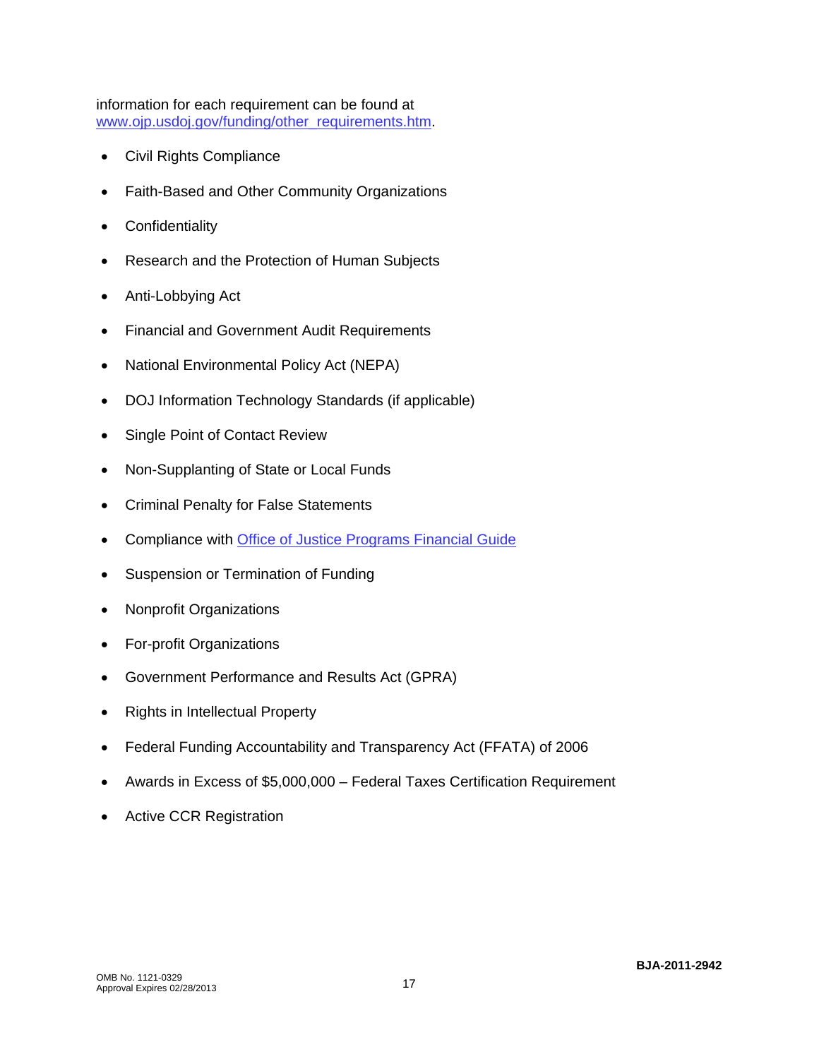information for each requirement can be found at [www.ojp.usdoj.gov/funding/other_requirements.htm](www.ojp.usdoj.gov/funding/other_requirements.htm).

- Civil Rights Compliance
- Faith-Based and Other Community Organizations
- Confidentiality
- Research and the Protection of Human Subjects
- Anti-Lobbying Act
- Financial and Government Audit Requirements
- National Environmental Policy Act (NEPA)
- DOJ Information Technology Standards (if applicable)
- Single Point of Contact Review
- Non-Supplanting of State or Local Funds
- Criminal Penalty for False Statements
- Compliance with Office of Justice Programs Financial Guide
- Suspension or Termination of Funding
- Nonprofit Organizations
- For-profit Organizations
- Government Performance and Results Act (GPRA)
- Rights in Intellectual Property
- Federal Funding Accountability and Transparency Act (FFATA) of 2006
- Awards in Excess of $5,000,000 – Federal Taxes Certification Requirement
- Active CCR Registration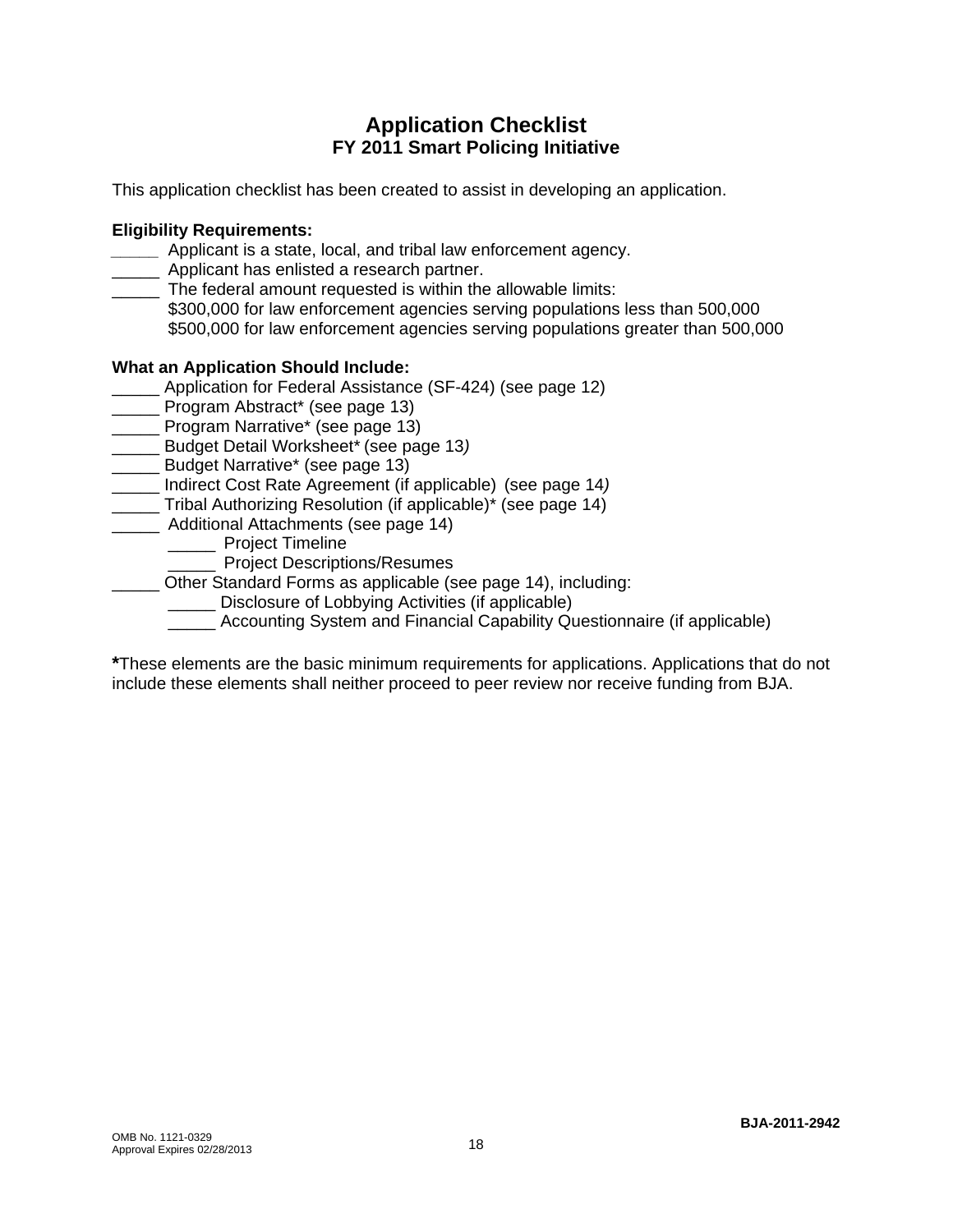# Application Checklist
## FY 2011 Smart Policing Initiative

This application checklist has been created to assist in developing an application.

**Eligibility Requirements:**

_____ Applicant is a state, local, and tribal law enforcement agency.
_____ Applicant has enlisted a research partner.
_____ The federal amount requested is within the allowable limits:
$300,000 for law enforcement agencies serving populations less than 500,000
$500,000 for law enforcement agencies serving populations greater than 500,000

**What an Application Should Include:**

_____ Application for Federal Assistance (SF-424) (see page 12)
_____ Program Abstract* (see page 13)
_____ Program Narrative* (see page 13)
_____ Budget Detail Worksheet* (see page 13)
_____ Budget Narrative* (see page 13)
_____ Indirect Cost Rate Agreement (if applicable) (see page 14)
_____ Tribal Authorizing Resolution (if applicable)* (see page 14)
_____ Additional Attachments (see page 14)
  _____ Project Timeline
  _____ Project Descriptions/Resumes
_____ Other Standard Forms as applicable (see page 14), including:
  _____ Disclosure of Lobbying Activities (if applicable)
  _____ Accounting System and Financial Capability Questionnaire (if applicable)

**\***These elements are the basic minimum requirements for applications. Applications that do not include these elements shall neither proceed to peer review nor receive funding from BJA.